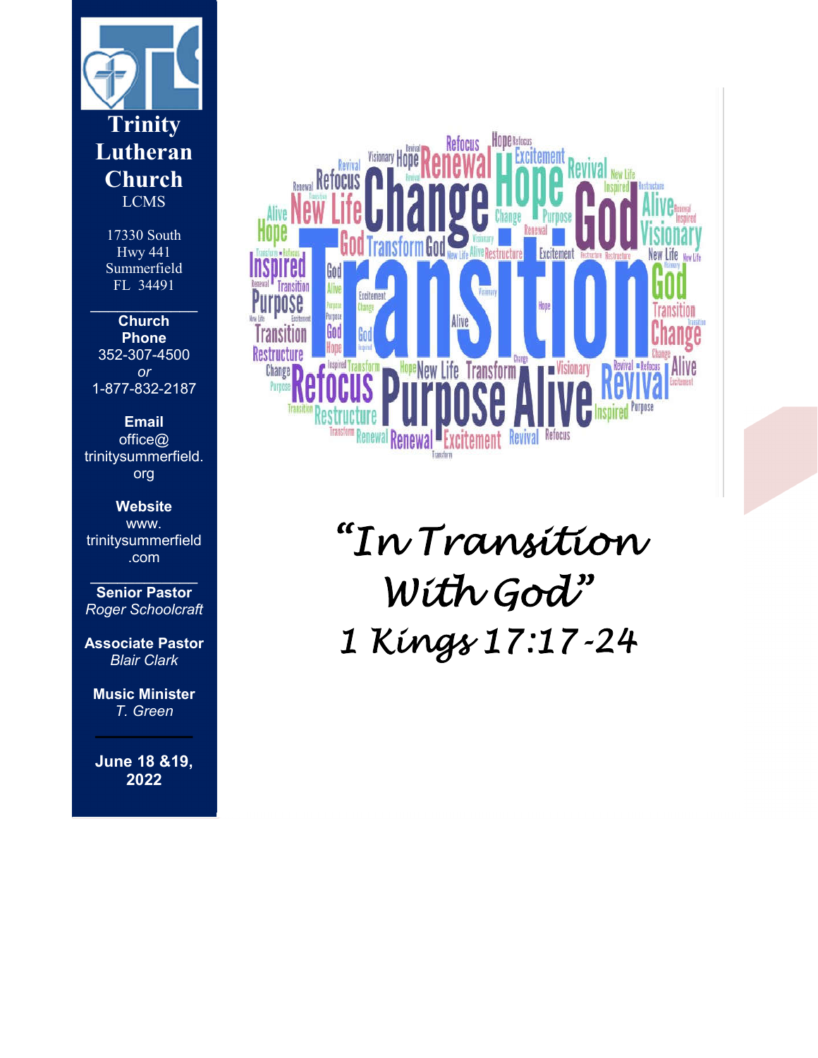# Trinity Lutheran Church

LCMS

17330 South Hwy 441
Summerfield
FL 34491

---

**Church Phone**
352-307-4500
*or*
1-877-832-2187

**Email**
office@trinitysummerfield.org

**Website**
www.trinitysummerfield.com

---

**Senior Pastor**
*Roger Schoolcraft*

**Associate Pastor**
*Blair Clark*

**Music Minister**
*T. Green*

---

**June 18 &19, 2022**

## *"In Transition With God"*

## *1 Kings 17:17-24*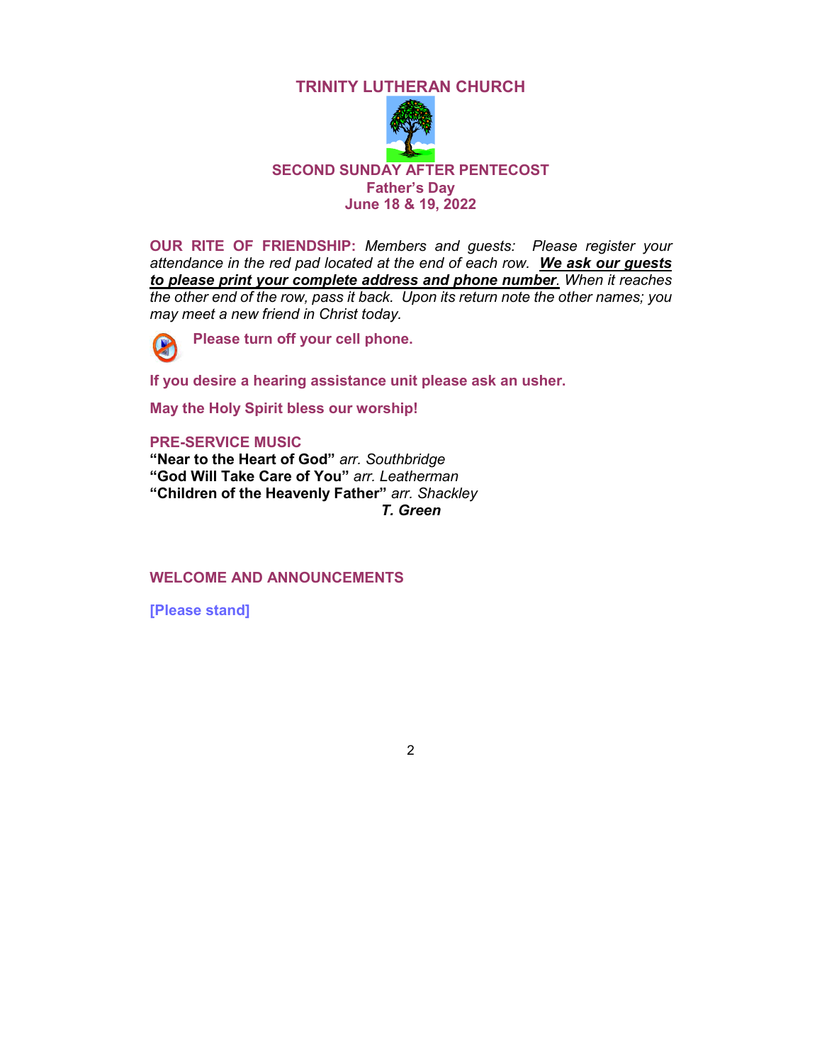# TRINITY LUTHERAN CHURCH

## SECOND SUNDAY AFTER PENTECOST
**Father's Day**
**June 18 & 19, 2022**

**OUR RITE OF FRIENDSHIP:** *Members and guests: Please register your attendance in the red pad located at the end of each row.* ***We ask our guests to please print your complete address and phone number****. When it reaches the other end of the row, pass it back. Upon its return note the other names; you may meet a new friend in Christ today.*

**Please turn off your cell phone.**

**If you desire a hearing assistance unit please ask an usher.**

**May the Holy Spirit bless our worship!**

**PRE-SERVICE MUSIC**
**"Near to the Heart of God"** *arr. Southbridge*
**"God Will Take Care of You"** *arr. Leatherman*
**"Children of the Heavenly Father"** *arr. Shackley*
***T. Green***

**WELCOME AND ANNOUNCEMENTS**

**[Please stand]**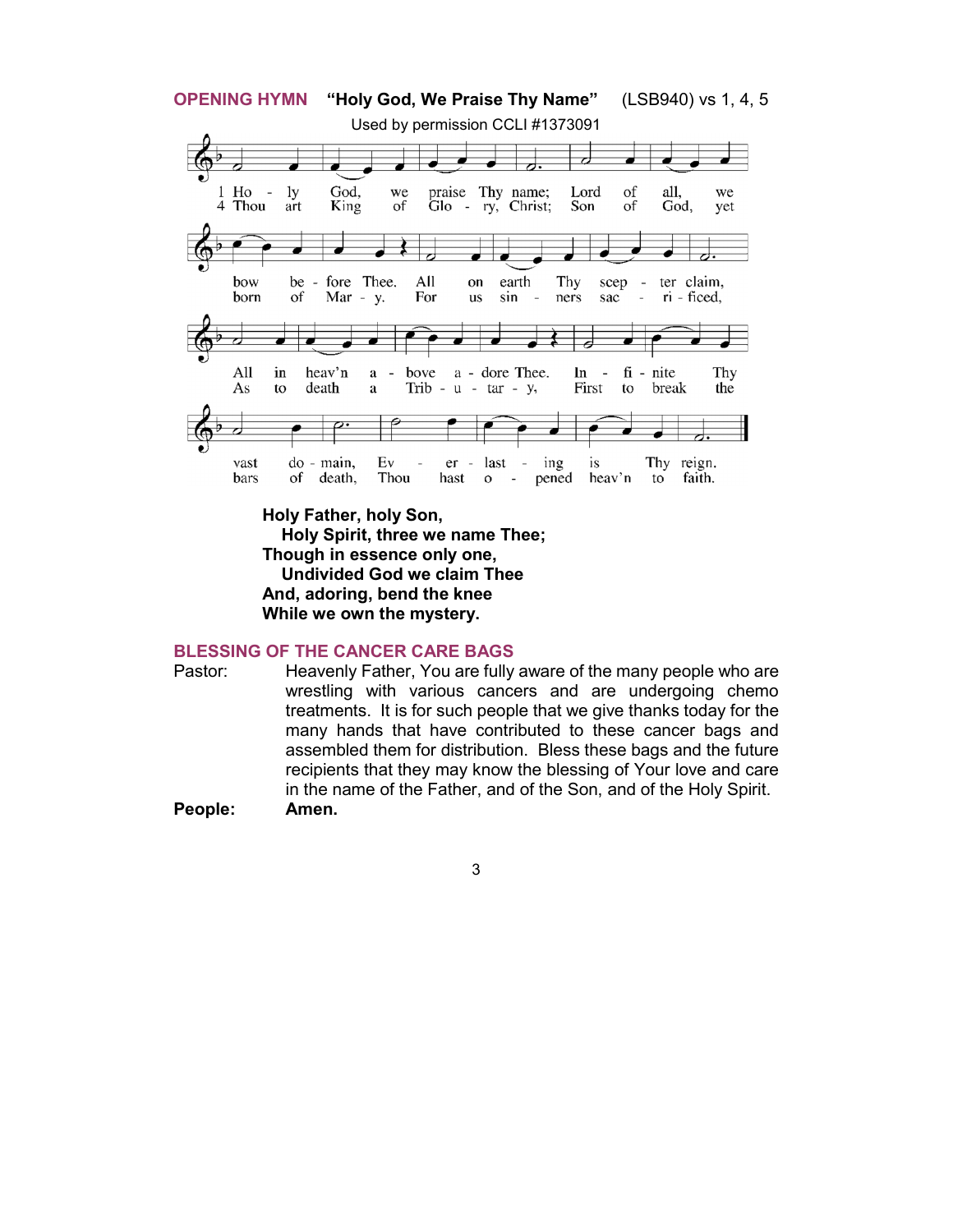**OPENING HYMN** **"Holy God, We Praise Thy Name"** (LSB940) vs 1, 4, 5

Used by permission CCLI #1373091

1 Holy God, we praise Thy name;
Lord of all, we bow before Thee.
All on earth Thy scepter claim,
All in heav'n above adore Thee.
Infinite Thy vast domain,
Everlasting is Thy reign.

4 Thou art King of Glory, Christ;
Son of God, yet born of Mary.
For us sinners sacrificed,
As to death a Tributary,
First to break the bars of death,
Thou hast opened heav'n to faith.

**Holy Father, holy Son,**
**Holy Spirit, three we name Thee;**
**Though in essence only one,**
**Undivided God we claim Thee**
**And, adoring, bend the knee**
**While we own the mystery.**

**BLESSING OF THE CANCER CARE BAGS**

Pastor: Heavenly Father, You are fully aware of the many people who are wrestling with various cancers and are undergoing chemo treatments. It is for such people that we give thanks today for the many hands that have contributed to these cancer bags and assembled them for distribution. Bless these bags and the future recipients that they may know the blessing of Your love and care in the name of the Father, and of the Son, and of the Holy Spirit.

**People:** **Amen.**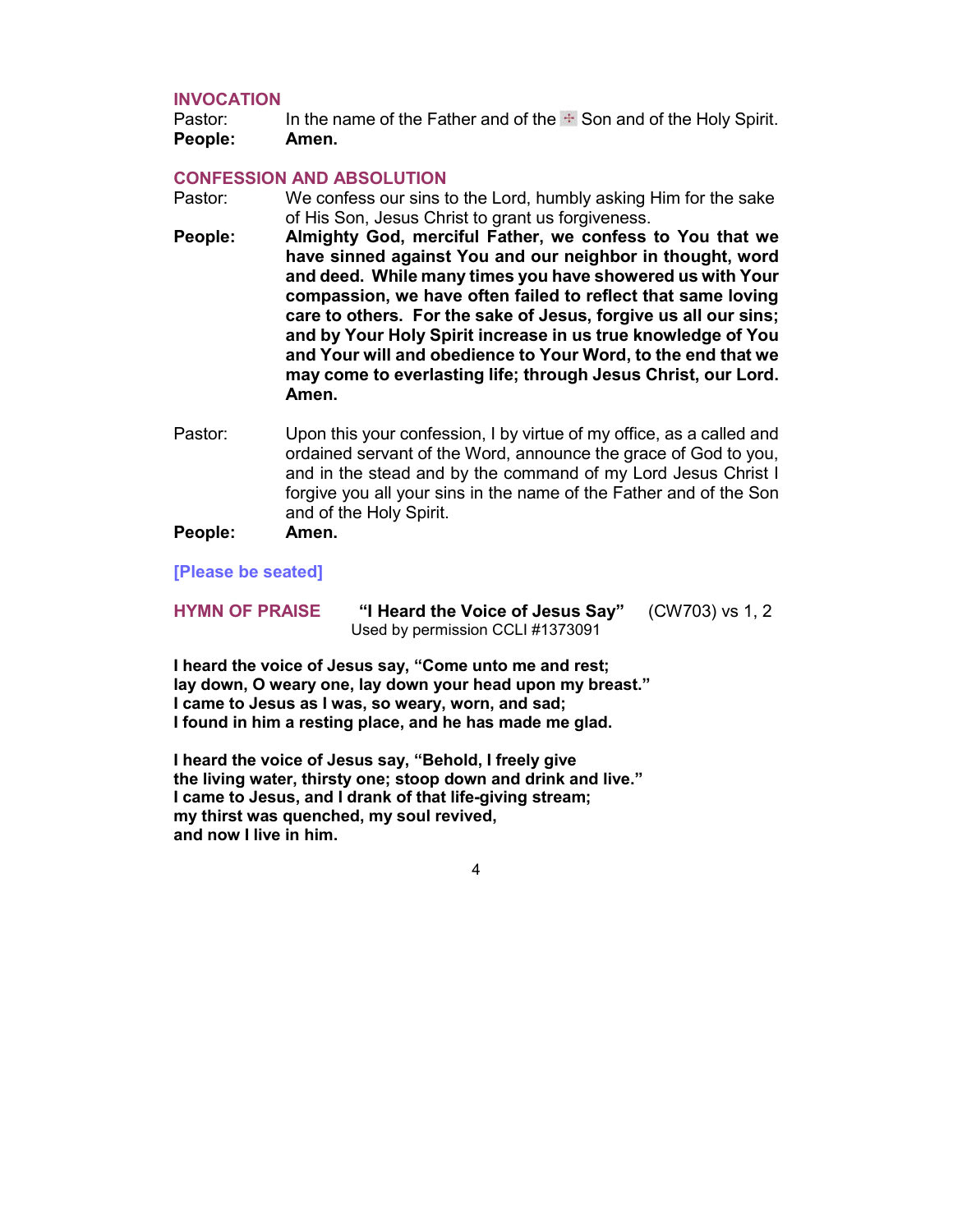## INVOCATION

Pastor: In the name of the Father and of the ☩ Son and of the Holy Spirit.

**People: Amen.**

## CONFESSION AND ABSOLUTION

Pastor: We confess our sins to the Lord, humbly asking Him for the sake of His Son, Jesus Christ to grant us forgiveness.

**People: Almighty God, merciful Father, we confess to You that we have sinned against You and our neighbor in thought, word and deed. While many times you have showered us with Your compassion, we have often failed to reflect that same loving care to others. For the sake of Jesus, forgive us all our sins; and by Your Holy Spirit increase in us true knowledge of You and Your will and obedience to Your Word, to the end that we may come to everlasting life; through Jesus Christ, our Lord. Amen.**

Pastor: Upon this your confession, I by virtue of my office, as a called and ordained servant of the Word, announce the grace of God to you, and in the stead and by the command of my Lord Jesus Christ I forgive you all your sins in the name of the Father and of the Son and of the Holy Spirit.

**People: Amen.**

**[Please be seated]**

**HYMN OF PRAISE** **"I Heard the Voice of Jesus Say"** (CW703) vs 1, 2
Used by permission CCLI #1373091

**I heard the voice of Jesus say, "Come unto me and rest;**
**lay down, O weary one, lay down your head upon my breast."**
**I came to Jesus as I was, so weary, worn, and sad;**
**I found in him a resting place, and he has made me glad.**

**I heard the voice of Jesus say, "Behold, I freely give**
**the living water, thirsty one; stoop down and drink and live."**
**I came to Jesus, and I drank of that life-giving stream;**
**my thirst was quenched, my soul revived,**
**and now I live in him.**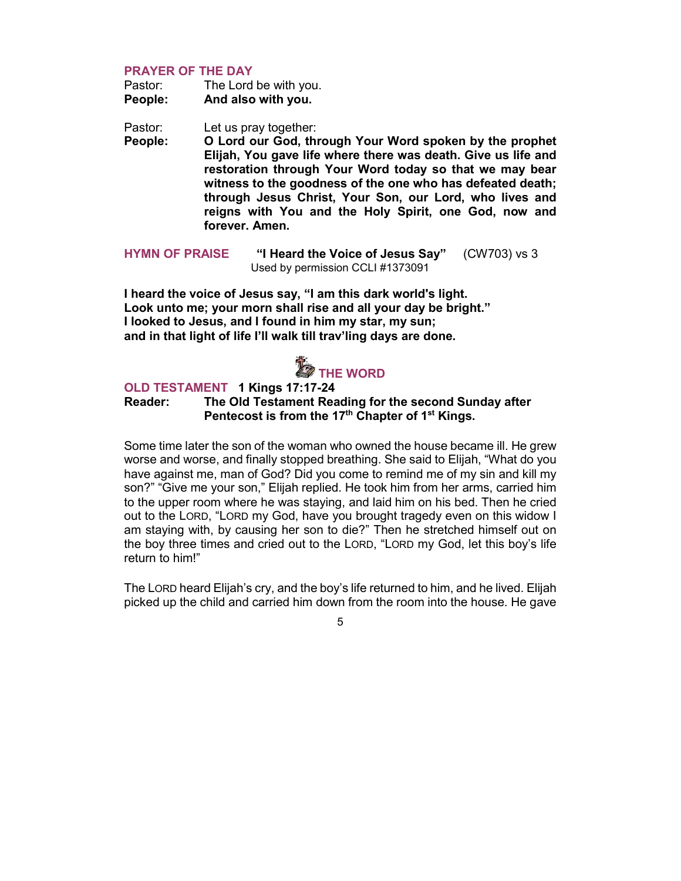## PRAYER OF THE DAY

Pastor: The Lord be with you.
**People: And also with you.**

Pastor: Let us pray together:
**People: O Lord our God, through Your Word spoken by the prophet Elijah, You gave life where there was death. Give us life and restoration through Your Word today so that we may bear witness to the goodness of the one who has defeated death; through Jesus Christ, Your Son, our Lord, who lives and reigns with You and the Holy Spirit, one God, now and forever. Amen.**

## HYMN OF PRAISE **"I Heard the Voice of Jesus Say"** (CW703) vs 3

Used by permission CCLI #1373091

**I heard the voice of Jesus say, "I am this dark world's light.**
**Look unto me; your morn shall rise and all your day be bright."**
**I looked to Jesus, and I found in him my star, my sun;**
**and in that light of life I'll walk till trav'ling days are done.**

# THE WORD

## OLD TESTAMENT **1 Kings 17:17-24**

**Reader: The Old Testament Reading for the second Sunday after Pentecost is from the 17th Chapter of 1st Kings.**

Some time later the son of the woman who owned the house became ill. He grew worse and worse, and finally stopped breathing. She said to Elijah, "What do you have against me, man of God? Did you come to remind me of my sin and kill my son?" "Give me your son," Elijah replied. He took him from her arms, carried him to the upper room where he was staying, and laid him on his bed. Then he cried out to the LORD, "LORD my God, have you brought tragedy even on this widow I am staying with, by causing her son to die?" Then he stretched himself out on the boy three times and cried out to the LORD, "LORD my God, let this boy's life return to him!"

The LORD heard Elijah's cry, and the boy's life returned to him, and he lived. Elijah picked up the child and carried him down from the room into the house. He gave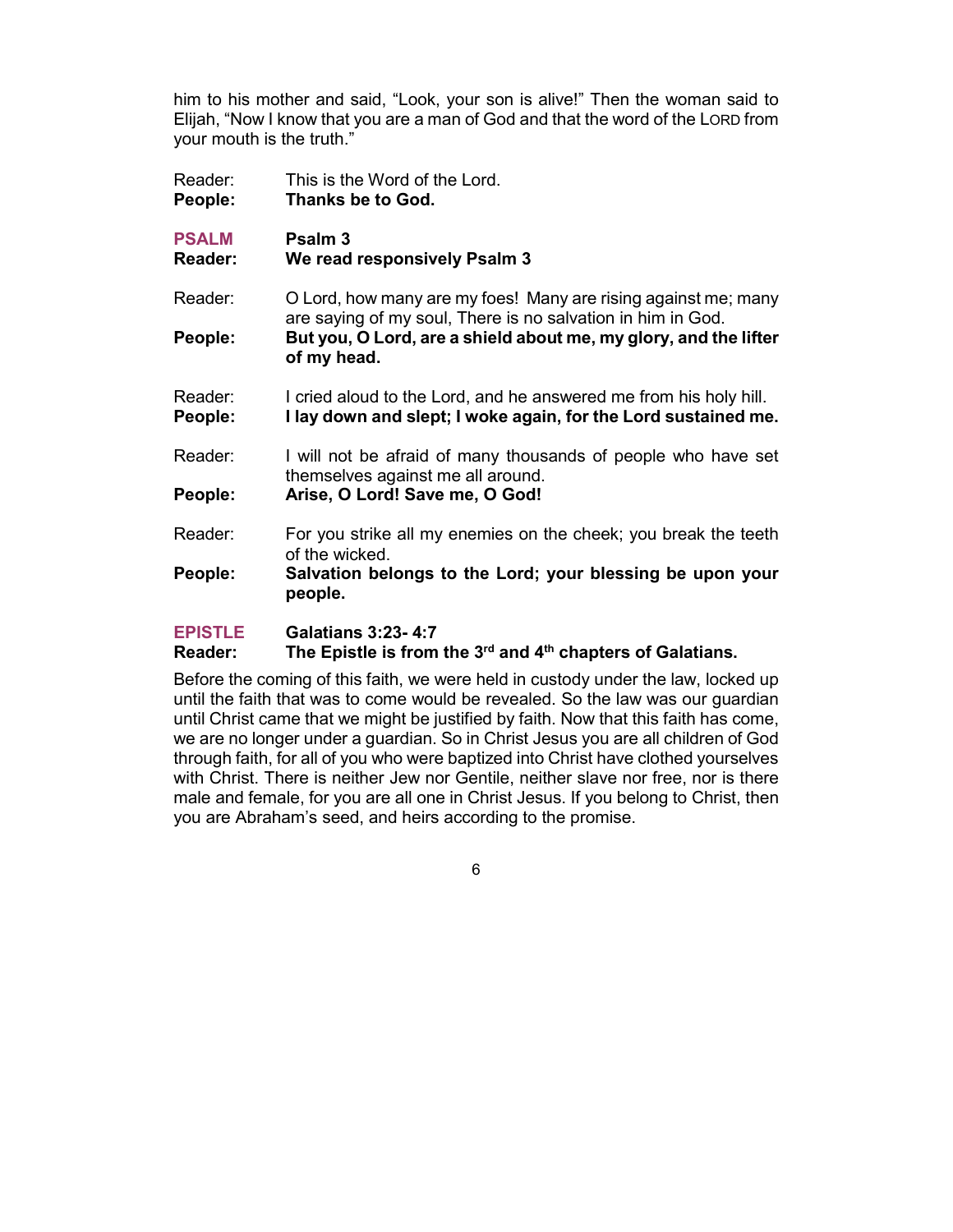him to his mother and said, "Look, your son is alive!" Then the woman said to Elijah, "Now I know that you are a man of God and that the word of the LORD from your mouth is the truth."

Reader: This is the Word of the Lord.
**People: Thanks be to God.**

**PSALM** **Psalm 3**
**Reader: We read responsively Psalm 3**

Reader: O Lord, how many are my foes! Many are rising against me; many are saying of my soul, There is no salvation in him in God.
**People: But you, O Lord, are a shield about me, my glory, and the lifter of my head.**

Reader: I cried aloud to the Lord, and he answered me from his holy hill.
**People: I lay down and slept; I woke again, for the Lord sustained me.**

Reader: I will not be afraid of many thousands of people who have set themselves against me all around.
**People: Arise, O Lord! Save me, O God!**

Reader: For you strike all my enemies on the cheek; you break the teeth of the wicked.
**People: Salvation belongs to the Lord; your blessing be upon your people.**

**EPISTLE** **Galatians 3:23- 4:7**
**Reader: The Epistle is from the 3rd and 4th chapters of Galatians.**

Before the coming of this faith, we were held in custody under the law, locked up until the faith that was to come would be revealed. So the law was our guardian until Christ came that we might be justified by faith. Now that this faith has come, we are no longer under a guardian. So in Christ Jesus you are all children of God through faith, for all of you who were baptized into Christ have clothed yourselves with Christ. There is neither Jew nor Gentile, neither slave nor free, nor is there male and female, for you are all one in Christ Jesus. If you belong to Christ, then you are Abraham's seed, and heirs according to the promise.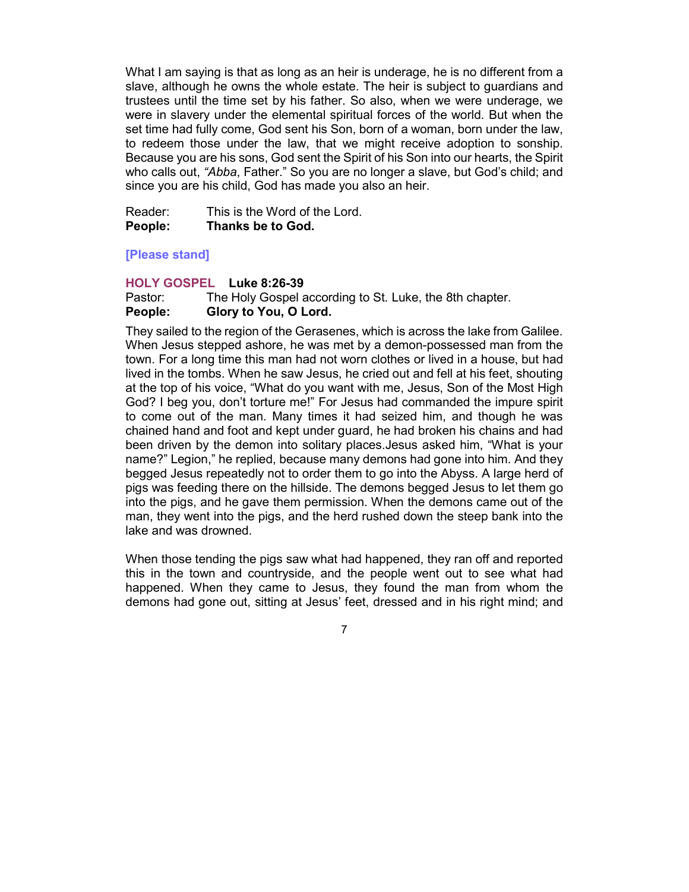What I am saying is that as long as an heir is underage, he is no different from a slave, although he owns the whole estate. The heir is subject to guardians and trustees until the time set by his father. So also, when we were underage, we were in slavery under the elemental spiritual forces of the world. But when the set time had fully come, God sent his Son, born of a woman, born under the law, to redeem those under the law, that we might receive adoption to sonship. Because you are his sons, God sent the Spirit of his Son into our hearts, the Spirit who calls out, *"Abba*, Father." So you are no longer a slave, but God's child; and since you are his child, God has made you also an heir.

Reader: This is the Word of the Lord.
**People: Thanks be to God.**

**[Please stand]**

**HOLY GOSPEL Luke 8:26-39**

Pastor: The Holy Gospel according to St. Luke, the 8th chapter.
**People: Glory to You, O Lord.**

They sailed to the region of the Gerasenes, which is across the lake from Galilee. When Jesus stepped ashore, he was met by a demon-possessed man from the town. For a long time this man had not worn clothes or lived in a house, but had lived in the tombs. When he saw Jesus, he cried out and fell at his feet, shouting at the top of his voice, "What do you want with me, Jesus, Son of the Most High God? I beg you, don't torture me!" For Jesus had commanded the impure spirit to come out of the man. Many times it had seized him, and though he was chained hand and foot and kept under guard, he had broken his chains and had been driven by the demon into solitary places.Jesus asked him, "What is your name?" Legion," he replied, because many demons had gone into him. And they begged Jesus repeatedly not to order them to go into the Abyss. A large herd of pigs was feeding there on the hillside. The demons begged Jesus to let them go into the pigs, and he gave them permission. When the demons came out of the man, they went into the pigs, and the herd rushed down the steep bank into the lake and was drowned.

When those tending the pigs saw what had happened, they ran off and reported this in the town and countryside, and the people went out to see what had happened. When they came to Jesus, they found the man from whom the demons had gone out, sitting at Jesus' feet, dressed and in his right mind; and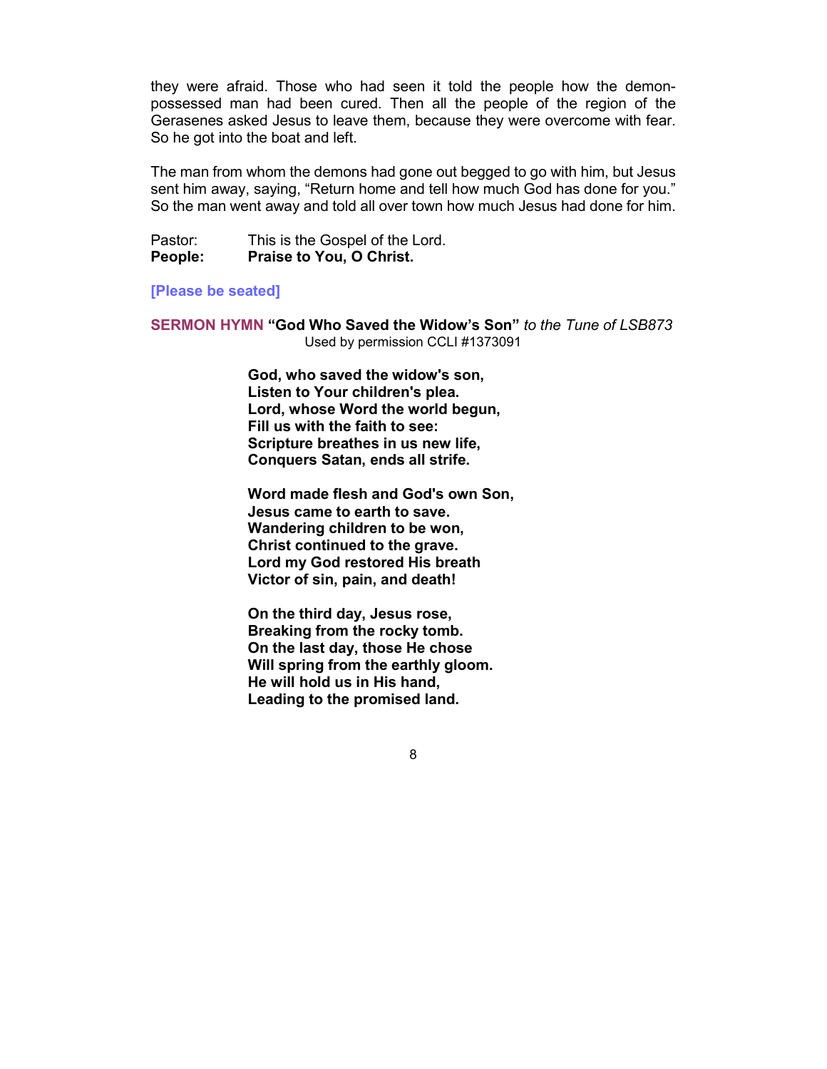they were afraid. Those who had seen it told the people how the demon-possessed man had been cured. Then all the people of the region of the Gerasenes asked Jesus to leave them, because they were overcome with fear. So he got into the boat and left.

The man from whom the demons had gone out begged to go with him, but Jesus sent him away, saying, "Return home and tell how much God has done for you." So the man went away and told all over town how much Jesus had done for him.

Pastor: This is the Gospel of the Lord.
**People: Praise to You, O Christ.**

**[Please be seated]**

**SERMON HYMN "God Who Saved the Widow's Son"** *to the Tune of LSB873*
Used by permission CCLI #1373091

**God, who saved the widow's son,
Listen to Your children's plea.
Lord, whose Word the world begun,
Fill us with the faith to see:
Scripture breathes in us new life,
Conquers Satan, ends all strife.**

**Word made flesh and God's own Son,
Jesus came to earth to save.
Wandering children to be won,
Christ continued to the grave.
Lord my God restored His breath
Victor of sin, pain, and death!**

**On the third day, Jesus rose,
Breaking from the rocky tomb.
On the last day, those He chose
Will spring from the earthly gloom.
He will hold us in His hand,
Leading to the promised land.**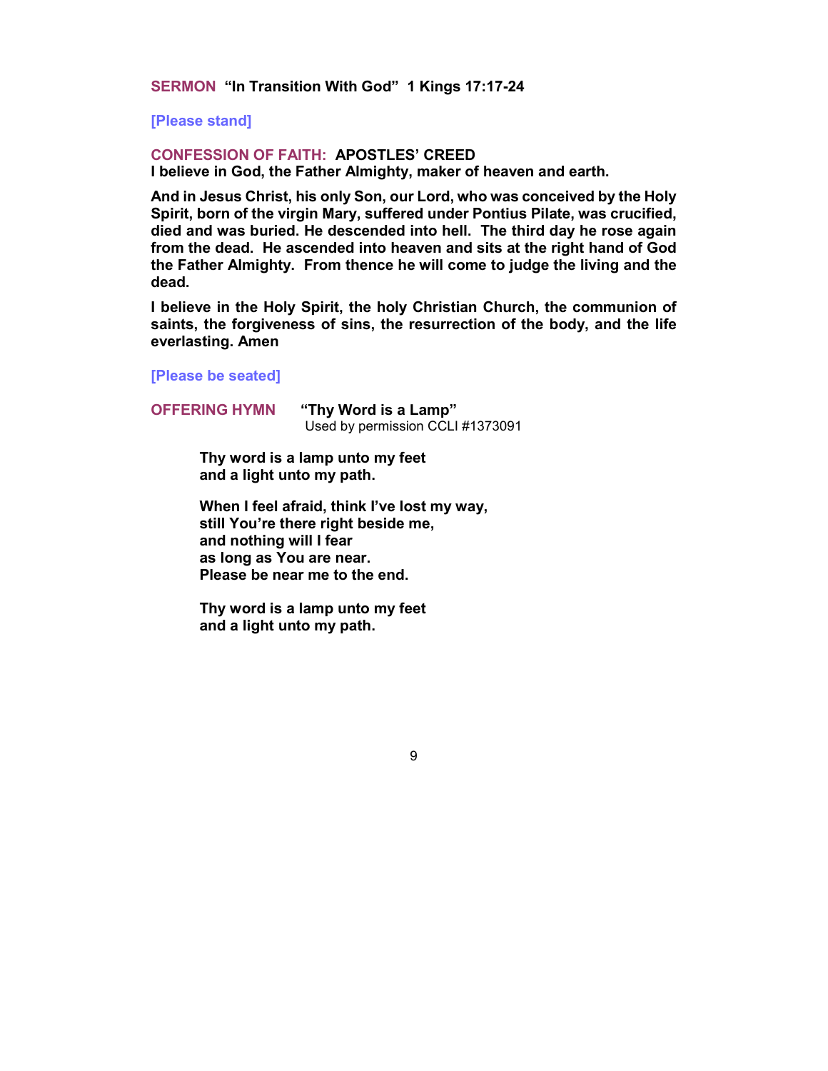**SERMON “In Transition With God” 1 Kings 17:17-24**

**[Please stand]**

**CONFESSION OF FAITH: APOSTLES’ CREED**

**I believe in God, the Father Almighty, maker of heaven and earth.**

**And in Jesus Christ, his only Son, our Lord, who was conceived by the Holy Spirit, born of the virgin Mary, suffered under Pontius Pilate, was crucified, died and was buried. He descended into hell. The third day he rose again from the dead. He ascended into heaven and sits at the right hand of God the Father Almighty. From thence he will come to judge the living and the dead.**

**I believe in the Holy Spirit, the holy Christian Church, the communion of saints, the forgiveness of sins, the resurrection of the body, and the life everlasting. Amen**

**[Please be seated]**

**OFFERING HYMN “Thy Word is a Lamp”**
Used by permission CCLI #1373091

**Thy word is a lamp unto my feet**
**and a light unto my path.**

**When I feel afraid, think I’ve lost my way,**
**still You’re there right beside me,**
**and nothing will I fear**
**as long as You are near.**
**Please be near me to the end.**

**Thy word is a lamp unto my feet**
**and a light unto my path.**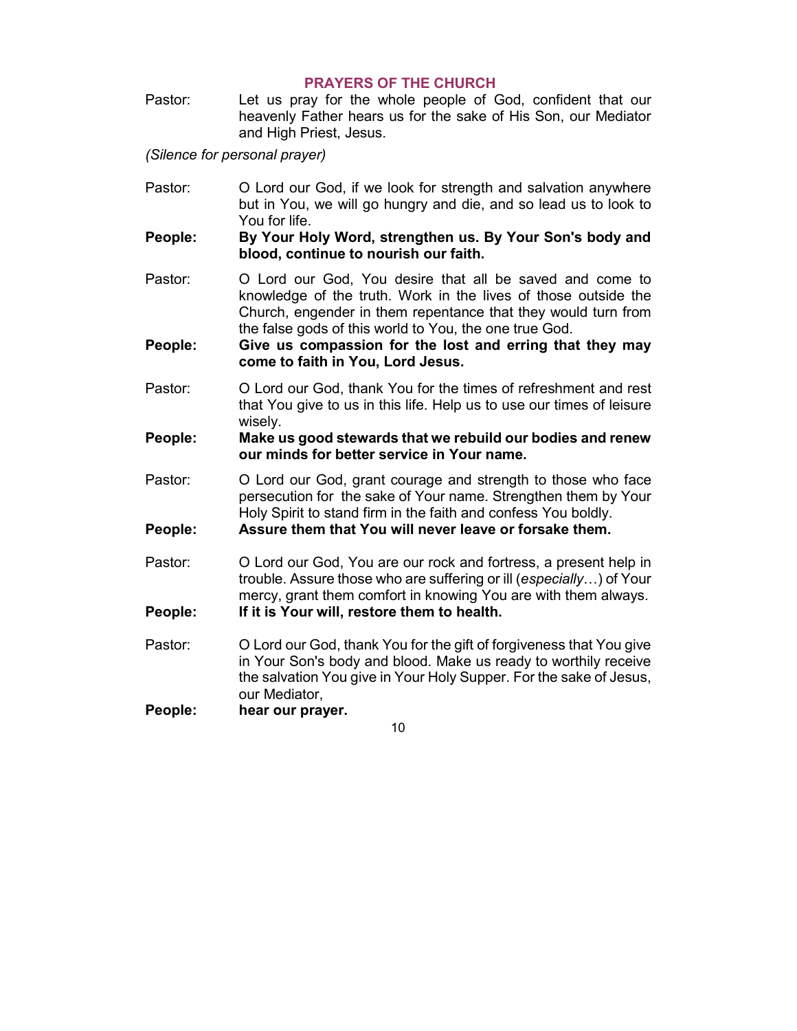## PRAYERS OF THE CHURCH

Pastor: Let us pray for the whole people of God, confident that our heavenly Father hears us for the sake of His Son, our Mediator and High Priest, Jesus.

*(Silence for personal prayer)*

Pastor: O Lord our God, if we look for strength and salvation anywhere but in You, we will go hungry and die, and so lead us to look to You for life.

**People: By Your Holy Word, strengthen us. By Your Son's body and blood, continue to nourish our faith.**

Pastor: O Lord our God, You desire that all be saved and come to knowledge of the truth. Work in the lives of those outside the Church, engender in them repentance that they would turn from the false gods of this world to You, the one true God.

**People: Give us compassion for the lost and erring that they may come to faith in You, Lord Jesus.**

Pastor: O Lord our God, thank You for the times of refreshment and rest that You give to us in this life. Help us to use our times of leisure wisely.

**People: Make us good stewards that we rebuild our bodies and renew our minds for better service in Your name.**

Pastor: O Lord our God, grant courage and strength to those who face persecution for the sake of Your name. Strengthen them by Your Holy Spirit to stand firm in the faith and confess You boldly.

**People: Assure them that You will never leave or forsake them.**

Pastor: O Lord our God, You are our rock and fortress, a present help in trouble. Assure those who are suffering or ill (*especially*…) of Your mercy, grant them comfort in knowing You are with them always.

**People: If it is Your will, restore them to health.**

Pastor: O Lord our God, thank You for the gift of forgiveness that You give in Your Son's body and blood. Make us ready to worthily receive the salvation You give in Your Holy Supper. For the sake of Jesus, our Mediator,

**People: hear our prayer.**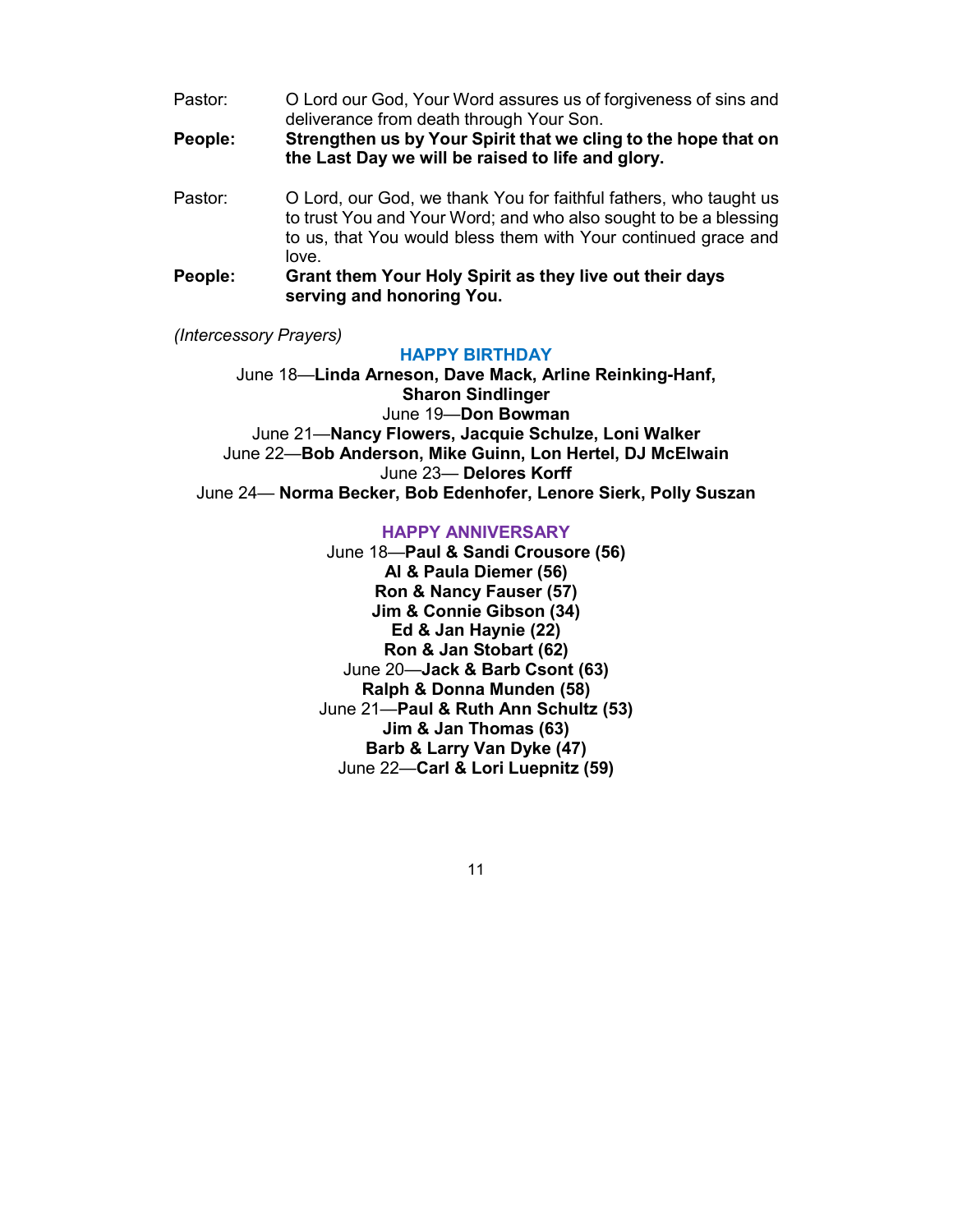Pastor: O Lord our God, Your Word assures us of forgiveness of sins and deliverance from death through Your Son.

**People: Strengthen us by Your Spirit that we cling to the hope that on the Last Day we will be raised to life and glory.**

Pastor: O Lord, our God, we thank You for faithful fathers, who taught us to trust You and Your Word; and who also sought to be a blessing to us, that You would bless them with Your continued grace and love.

**People: Grant them Your Holy Spirit as they live out their days serving and honoring You.**

*(Intercessory Prayers)*

## HAPPY BIRTHDAY

June 18—**Linda Arneson, Dave Mack, Arline Reinking-Hanf, Sharon Sindlinger**
June 19—**Don Bowman**
June 21—**Nancy Flowers, Jacquie Schulze, Loni Walker**
June 22—**Bob Anderson, Mike Guinn, Lon Hertel, DJ McElwain**
June 23— **Delores Korff**
June 24— **Norma Becker, Bob Edenhofer, Lenore Sierk, Polly Suszan**

## HAPPY ANNIVERSARY

June 18—**Paul & Sandi Crousore (56)**
**Al & Paula Diemer (56)**
**Ron & Nancy Fauser (57)**
**Jim & Connie Gibson (34)**
**Ed & Jan Haynie (22)**
**Ron & Jan Stobart (62)**
June 20—**Jack & Barb Csont (63)**
**Ralph & Donna Munden (58)**
June 21—**Paul & Ruth Ann Schultz (53)**
**Jim & Jan Thomas (63)**
**Barb & Larry Van Dyke (47)**
June 22—**Carl & Lori Luepnitz (59)**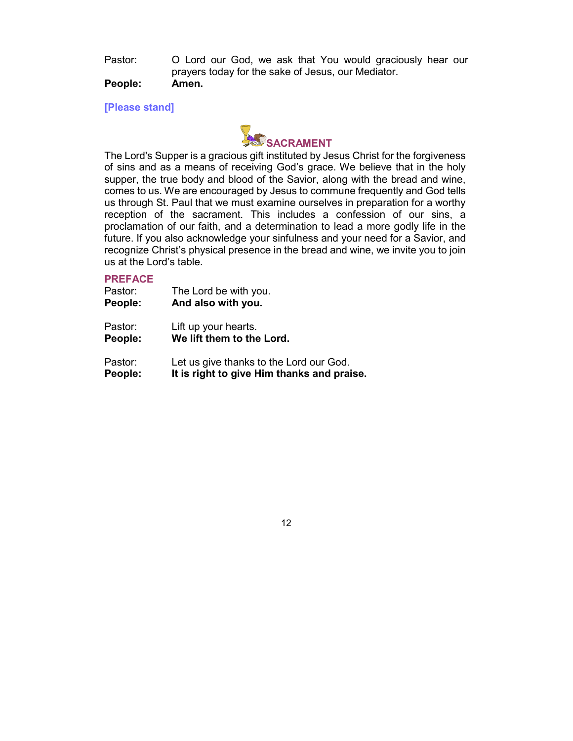Pastor: O Lord our God, we ask that You would graciously hear our prayers today for the sake of Jesus, our Mediator.

**People: Amen.**

**[Please stand]**

## SACRAMENT

The Lord's Supper is a gracious gift instituted by Jesus Christ for the forgiveness of sins and as a means of receiving God's grace. We believe that in the holy supper, the true body and blood of the Savior, along with the bread and wine, comes to us. We are encouraged by Jesus to commune frequently and God tells us through St. Paul that we must examine ourselves in preparation for a worthy reception of the sacrament. This includes a confession of our sins, a proclamation of our faith, and a determination to lead a more godly life in the future. If you also acknowledge your sinfulness and your need for a Savior, and recognize Christ's physical presence in the bread and wine, we invite you to join us at the Lord's table.

### PREFACE

Pastor: The Lord be with you.

**People: And also with you.**

Pastor: Lift up your hearts.

**People: We lift them to the Lord.**

Pastor: Let us give thanks to the Lord our God.

**People: It is right to give Him thanks and praise.**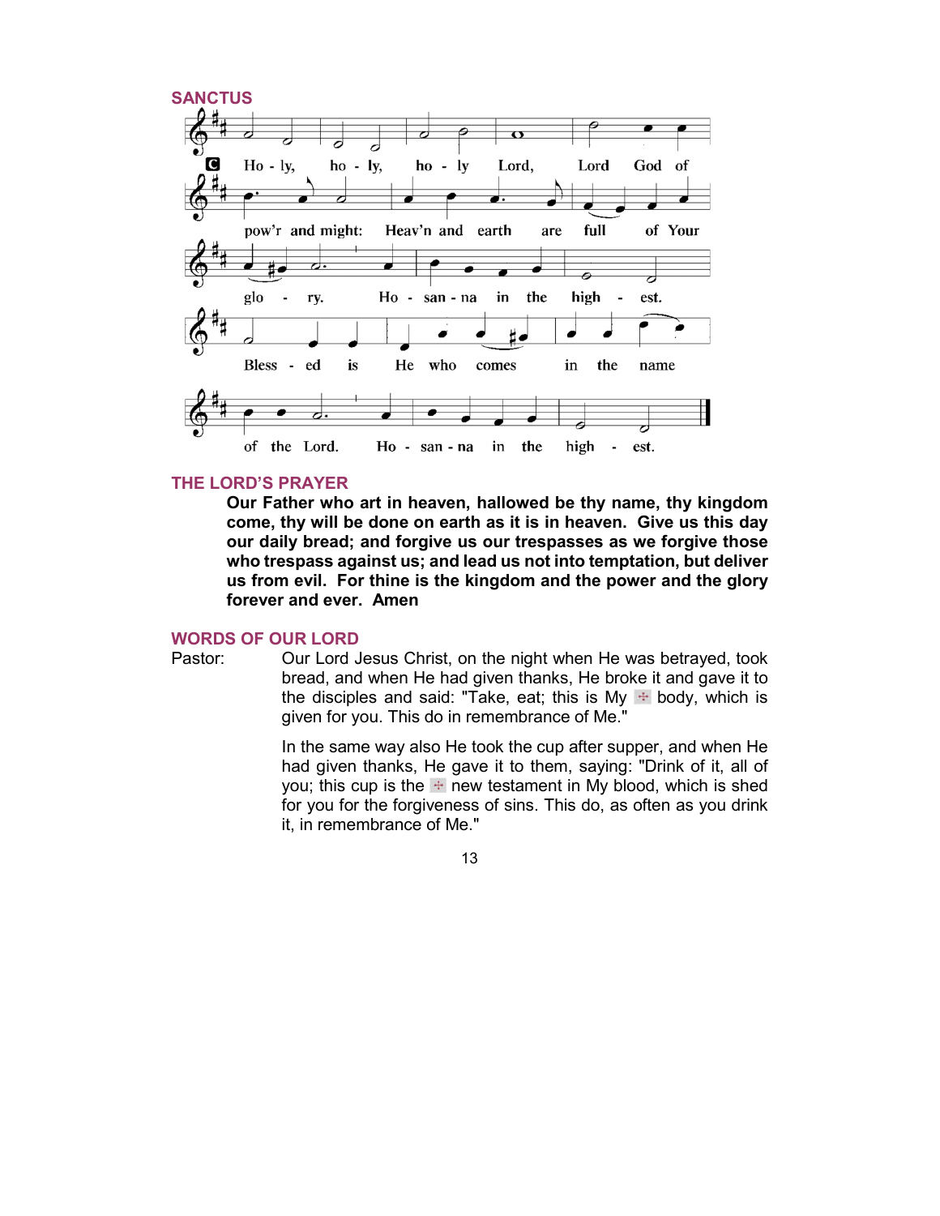## SANCTUS

C Ho - ly, ho - ly, ho - ly Lord, Lord God of pow'r and might: Heav'n and earth are full of Your glo - ry. Ho - san - na in the high - est. Bless - ed is He who comes in the name of the Lord. Ho - san - na in the high - est.

## THE LORD'S PRAYER

**Our Father who art in heaven, hallowed be thy name, thy kingdom come, thy will be done on earth as it is in heaven. Give us this day our daily bread; and forgive us our trespasses as we forgive those who trespass against us; and lead us not into temptation, but deliver us from evil. For thine is the kingdom and the power and the glory forever and ever. Amen**

## WORDS OF OUR LORD

Pastor: Our Lord Jesus Christ, on the night when He was betrayed, took bread, and when He had given thanks, He broke it and gave it to the disciples and said: "Take, eat; this is My ✠ body, which is given for you. This do in remembrance of Me."

In the same way also He took the cup after supper, and when He had given thanks, He gave it to them, saying: "Drink of it, all of you; this cup is the ✠ new testament in My blood, which is shed for you for the forgiveness of sins. This do, as often as you drink it, in remembrance of Me."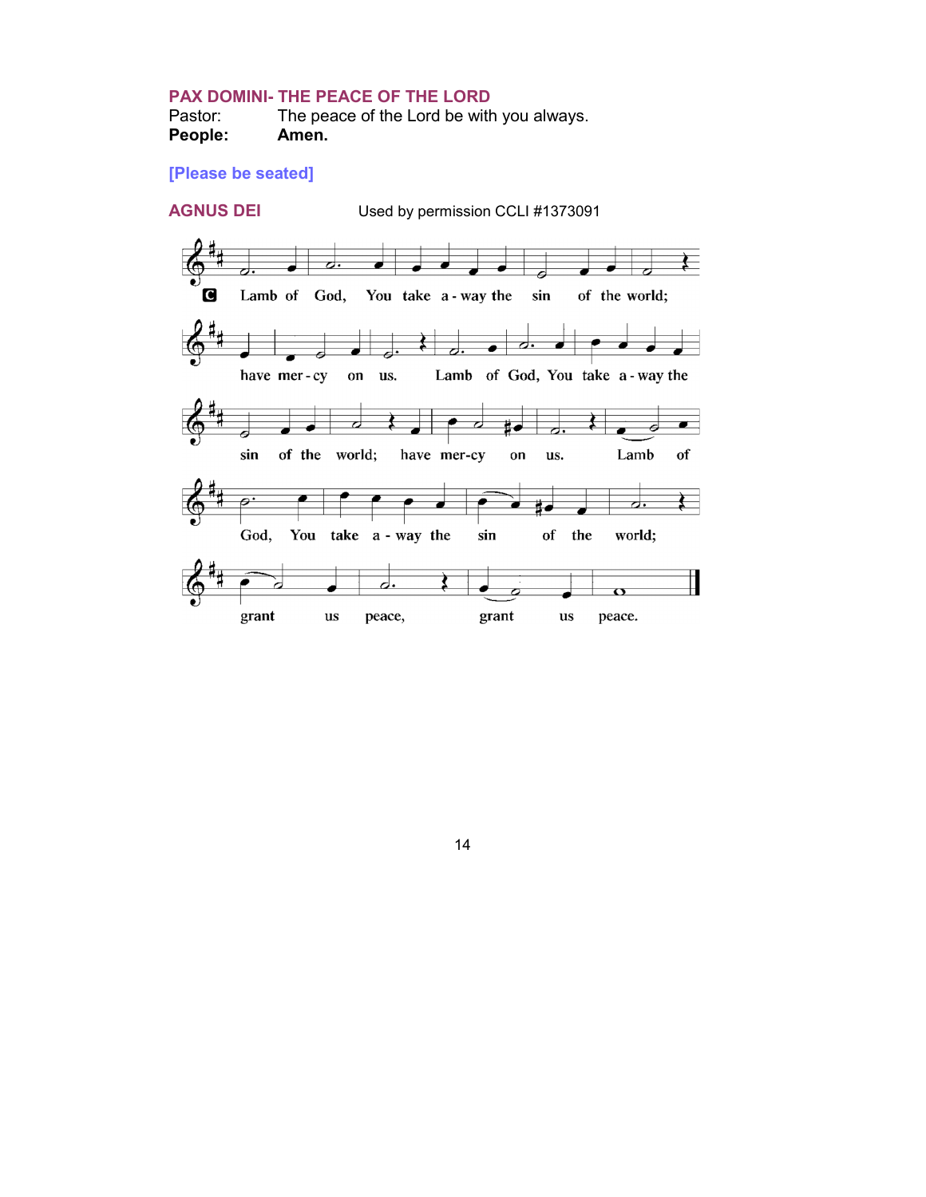## PAX DOMINI- THE PEACE OF THE LORD

Pastor: The peace of the Lord be with you always.

**People: Amen.**

**[Please be seated]**

## AGNUS DEI

Used by permission CCLI #1373091

C Lamb of God, You take a-way the sin of the world; have mer-cy on us. Lamb of God, You take a-way the sin of the world; have mer-cy on us. Lamb of God, You take a-way the sin of the world; grant us peace, grant us peace.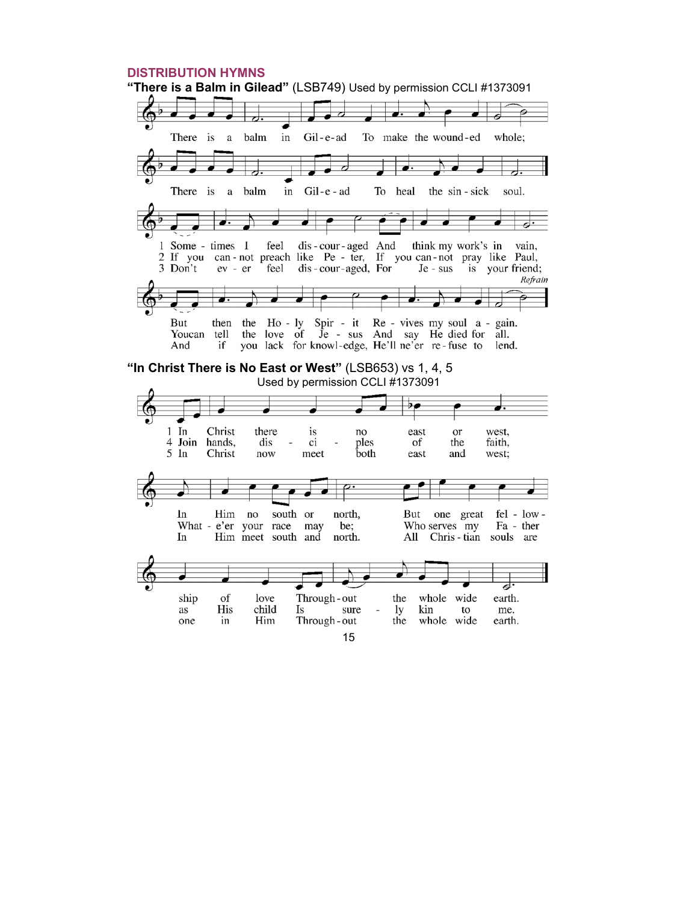## DISTRIBUTION HYMNS

**"There is a Balm in Gilead"** (LSB749) Used by permission CCLI #1373091

There is a balm in Gil-e-ad To make the wound-ed whole;
There is a balm in Gil-e-ad To heal the sin-sick soul.

1 Some-times I feel dis-cour-aged And think my work's in vain,
But then the Ho-ly Spir-it Re-vives my soul a-gain.

2 If you can-not preach like Pe-ter, If you can-not pray like Paul,
You can tell the love of Je-sus And say He died for all.

3 Don't ev-er feel dis-cour-aged, For Je-sus is your friend;
And if you lack for knowl-edge, He'll ne'er re-fuse to lend.

*Refrain*

**"In Christ There is No East or West"** (LSB653) vs 1, 4, 5
Used by permission CCLI #1373091

1 In Christ there is no east or west, In Him no south or north, But one great fel-low-ship of love Through-out the whole wide earth.

4 Join hands, dis-ci-ples of the faith, What-e'er your race may be; Who serves my Fa-ther as His child Is sure-ly kin to me.

5 In Christ now meet both east and west; In Him meet south and north. All Chris-tian souls are one in Him Through-out the whole wide earth.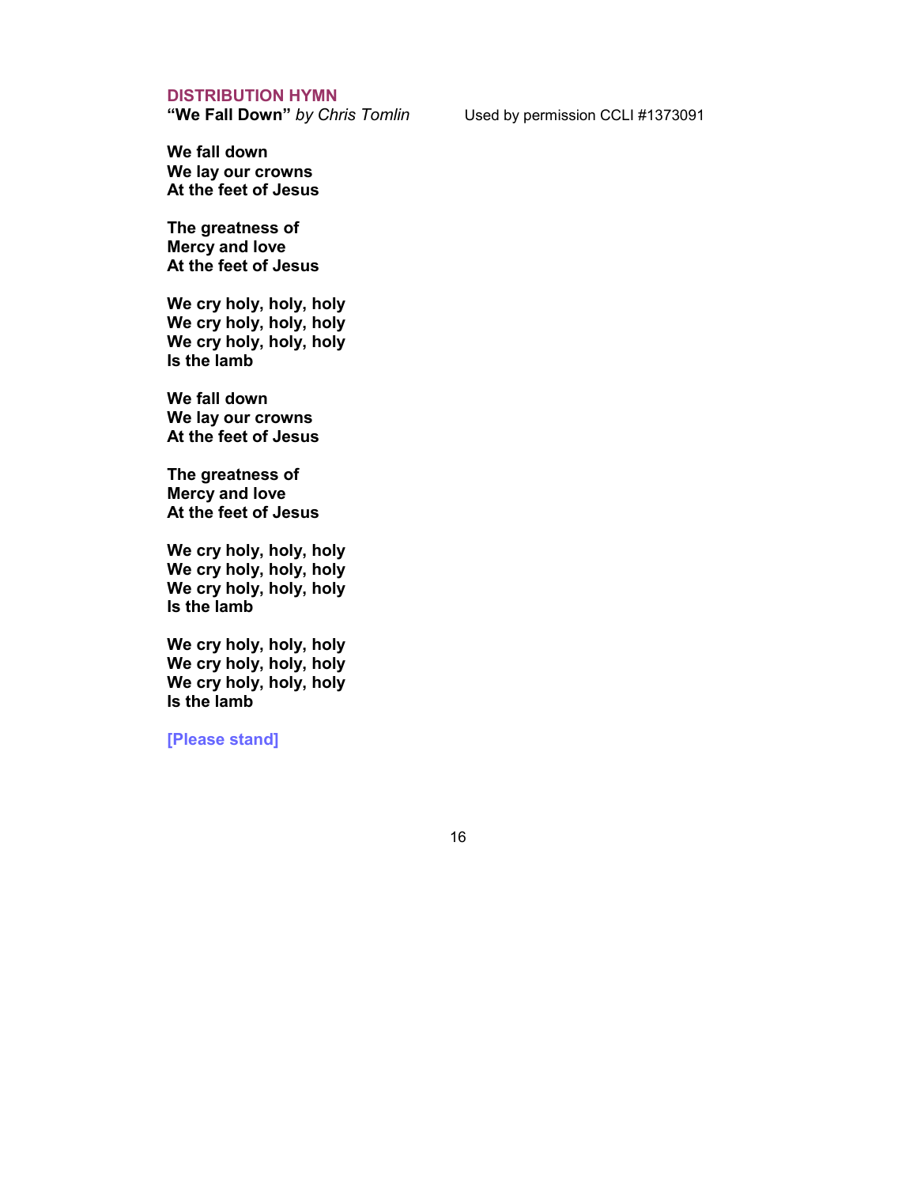## DISTRIBUTION HYMN

**"We Fall Down"** *by Chris Tomlin* Used by permission CCLI #1373091

**We fall down**
**We lay our crowns**
**At the feet of Jesus**

**The greatness of**
**Mercy and love**
**At the feet of Jesus**

**We cry holy, holy, holy**
**We cry holy, holy, holy**
**We cry holy, holy, holy**
**Is the lamb**

**We fall down**
**We lay our crowns**
**At the feet of Jesus**

**The greatness of**
**Mercy and love**
**At the feet of Jesus**

**We cry holy, holy, holy**
**We cry holy, holy, holy**
**We cry holy, holy, holy**
**Is the lamb**

**We cry holy, holy, holy**
**We cry holy, holy, holy**
**We cry holy, holy, holy**
**Is the lamb**

**[Please stand]**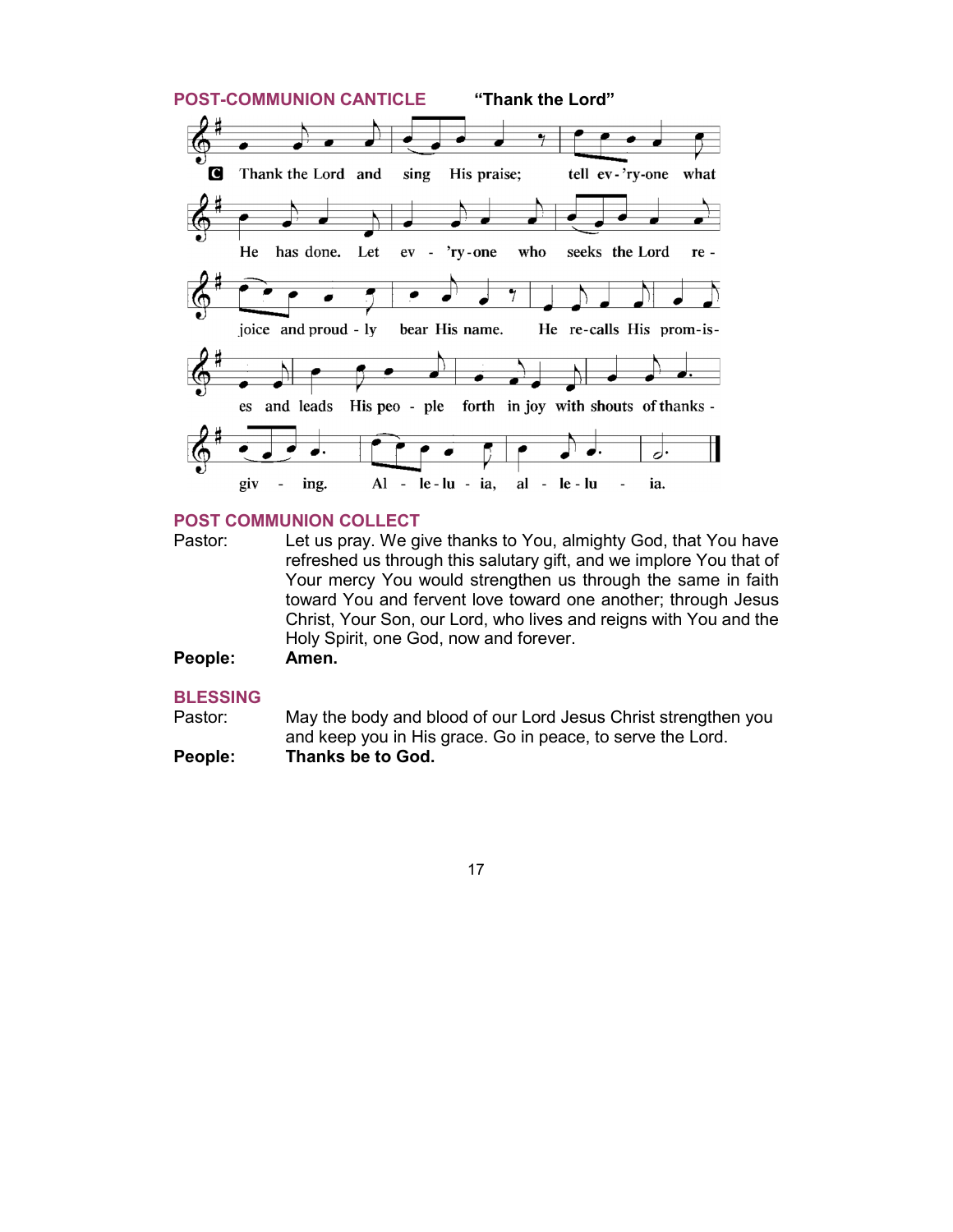## POST-COMMUNION CANTICLE "Thank the Lord"

C Thank the Lord and sing His praise; tell ev-'ry-one what He has done. Let ev - 'ry-one who seeks the Lord re - joice and proud - ly bear His name. He re-calls His prom-is-es and leads His peo - ple forth in joy with shouts of thanks - giv - ing. Al - le-lu - ia, al - le-lu - ia.

## POST COMMUNION COLLECT

Pastor: Let us pray. We give thanks to You, almighty God, that You have refreshed us through this salutary gift, and we implore You that of Your mercy You would strengthen us through the same in faith toward You and fervent love toward one another; through Jesus Christ, Your Son, our Lord, who lives and reigns with You and the Holy Spirit, one God, now and forever.

**People: Amen.**

## BLESSING

Pastor: May the body and blood of our Lord Jesus Christ strengthen you and keep you in His grace. Go in peace, to serve the Lord.

**People: Thanks be to God.**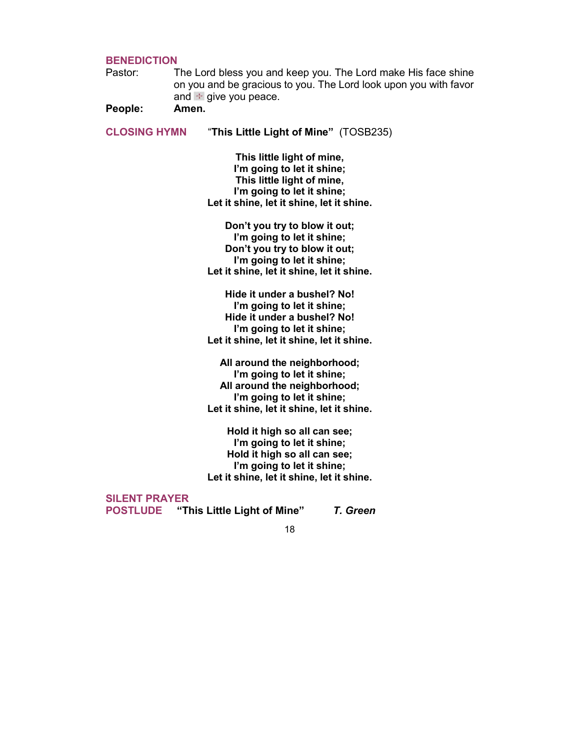## BENEDICTION

Pastor: The Lord bless you and keep you. The Lord make His face shine on you and be gracious to you. The Lord look upon you with favor and ☩ give you peace.

**People: Amen.**

## CLOSING HYMN "**This Little Light of Mine**" (TOSB235)

**This little light of mine,**
**I'm going to let it shine;**
**This little light of mine,**
**I'm going to let it shine;**
**Let it shine, let it shine, let it shine.**

**Don't you try to blow it out;**
**I'm going to let it shine;**
**Don't you try to blow it out;**
**I'm going to let it shine;**
**Let it shine, let it shine, let it shine.**

**Hide it under a bushel? No!**
**I'm going to let it shine;**
**Hide it under a bushel? No!**
**I'm going to let it shine;**
**Let it shine, let it shine, let it shine.**

**All around the neighborhood;**
**I'm going to let it shine;**
**All around the neighborhood;**
**I'm going to let it shine;**
**Let it shine, let it shine, let it shine.**

**Hold it high so all can see;**
**I'm going to let it shine;**
**Hold it high so all can see;**
**I'm going to let it shine;**
**Let it shine, let it shine, let it shine.**

## SILENT PRAYER

## POSTLUDE **"This Little Light of Mine"** ***T. Green***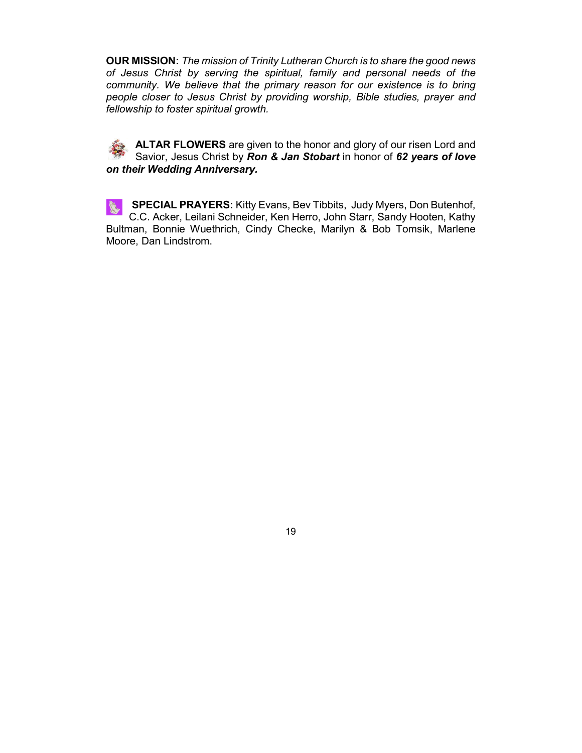**OUR MISSION:** *The mission of Trinity Lutheran Church is to share the good news of Jesus Christ by serving the spiritual, family and personal needs of the community. We believe that the primary reason for our existence is to bring people closer to Jesus Christ by providing worship, Bible studies, prayer and fellowship to foster spiritual growth.*

**ALTAR FLOWERS** are given to the honor and glory of our risen Lord and Savior, Jesus Christ by ***Ron & Jan Stobart*** in honor of ***62 years of love on their Wedding Anniversary.***

**SPECIAL PRAYERS:** Kitty Evans, Bev Tibbits, Judy Myers, Don Butenhof, C.C. Acker, Leilani Schneider, Ken Herro, John Starr, Sandy Hooten, Kathy Bultman, Bonnie Wuethrich, Cindy Checke, Marilyn & Bob Tomsik, Marlene Moore, Dan Lindstrom.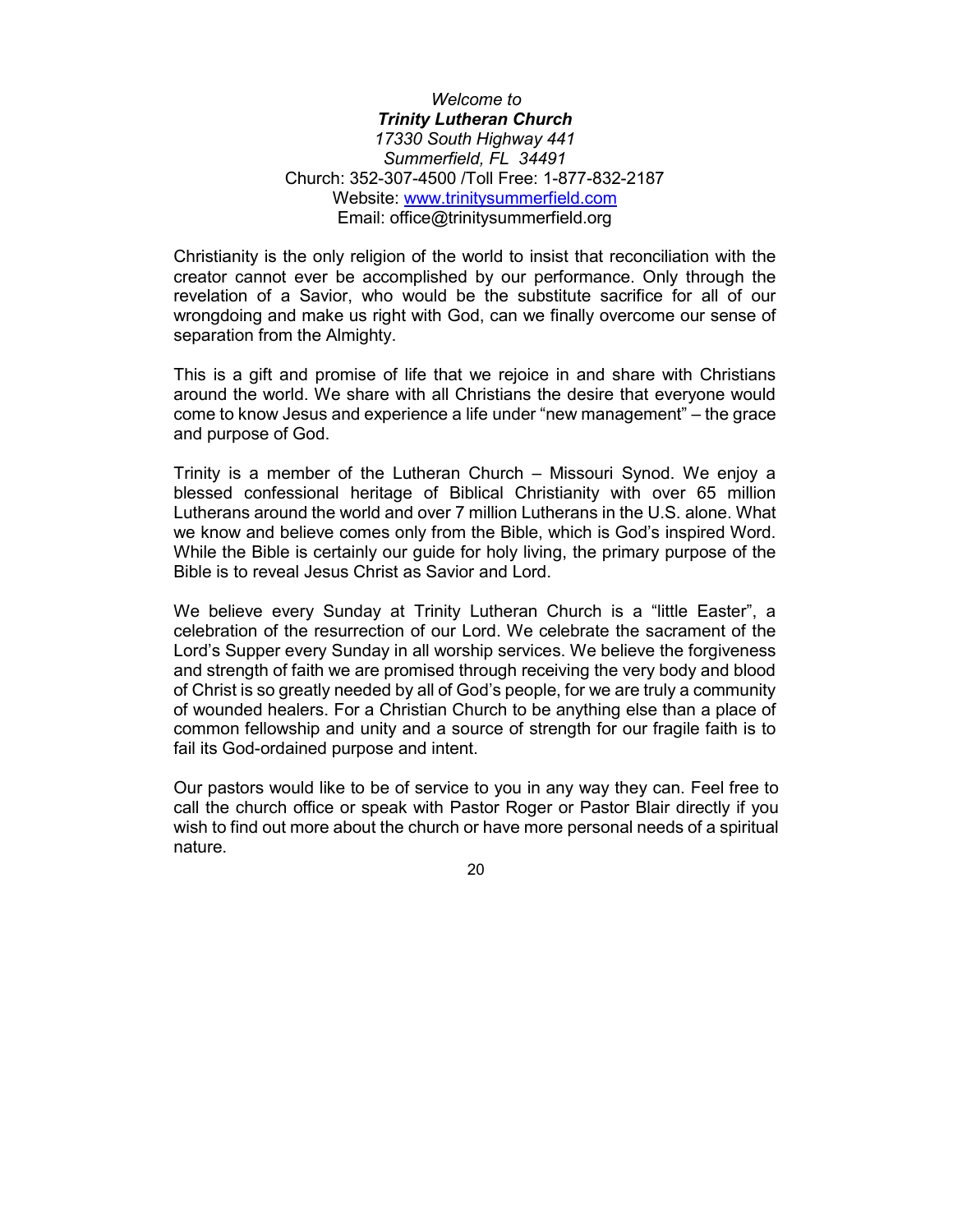*Welcome to*

***Trinity Lutheran Church***

*17330 South Highway 441*

*Summerfield, FL  34491*

Church: 352-307-4500 /Toll Free: 1-877-832-2187

Website: [www.trinitysummerfield.com](http://www.trinitysummerfield.com)

Email: office@trinitysummerfield.org

Christianity is the only religion of the world to insist that reconciliation with the creator cannot ever be accomplished by our performance. Only through the revelation of a Savior, who would be the substitute sacrifice for all of our wrongdoing and make us right with God, can we finally overcome our sense of separation from the Almighty.

This is a gift and promise of life that we rejoice in and share with Christians around the world. We share with all Christians the desire that everyone would come to know Jesus and experience a life under "new management" – the grace and purpose of God.

Trinity is a member of the Lutheran Church – Missouri Synod. We enjoy a blessed confessional heritage of Biblical Christianity with over 65 million Lutherans around the world and over 7 million Lutherans in the U.S. alone. What we know and believe comes only from the Bible, which is God's inspired Word. While the Bible is certainly our guide for holy living, the primary purpose of the Bible is to reveal Jesus Christ as Savior and Lord.

We believe every Sunday at Trinity Lutheran Church is a "little Easter", a celebration of the resurrection of our Lord. We celebrate the sacrament of the Lord's Supper every Sunday in all worship services. We believe the forgiveness and strength of faith we are promised through receiving the very body and blood of Christ is so greatly needed by all of God's people, for we are truly a community of wounded healers. For a Christian Church to be anything else than a place of common fellowship and unity and a source of strength for our fragile faith is to fail its God-ordained purpose and intent.

Our pastors would like to be of service to you in any way they can. Feel free to call the church office or speak with Pastor Roger or Pastor Blair directly if you wish to find out more about the church or have more personal needs of a spiritual nature.